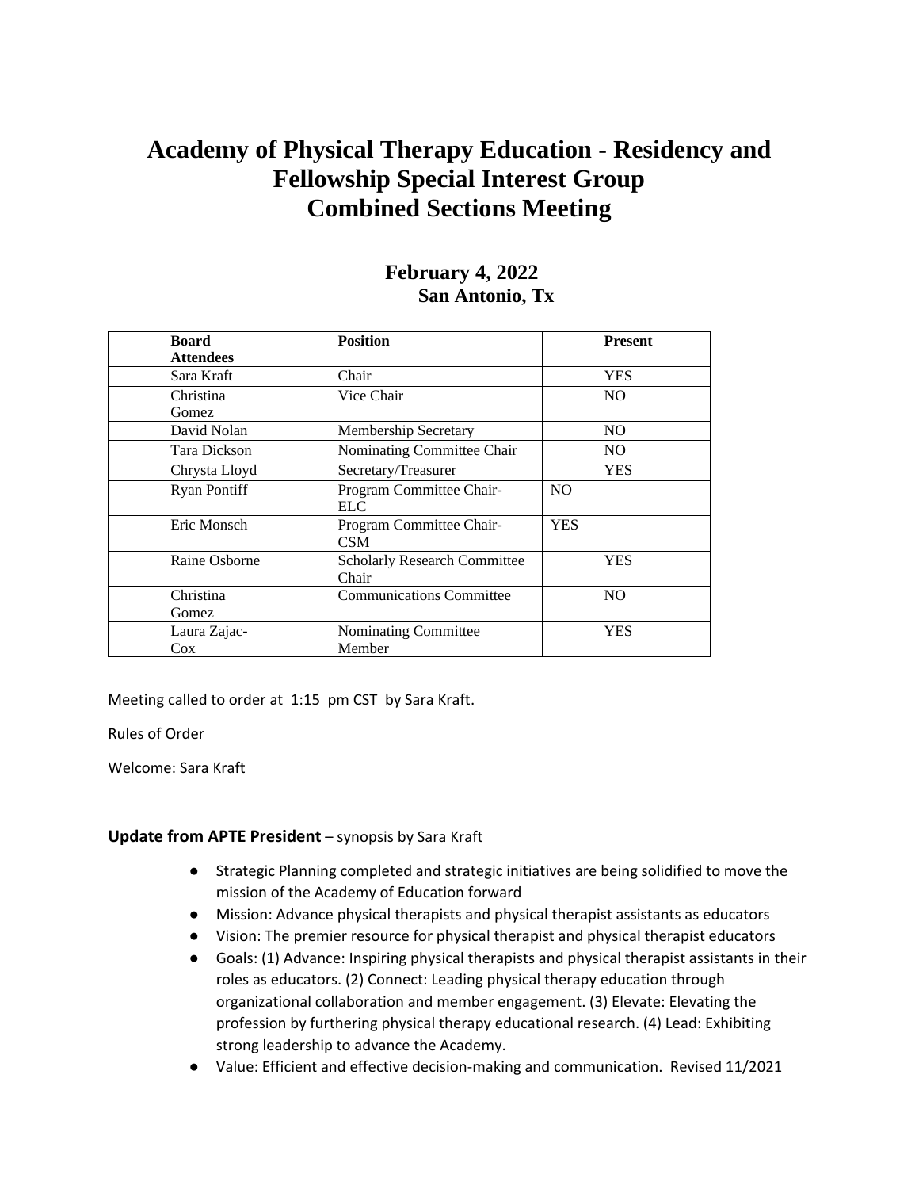# Academy of Physical Therapy Education - Residency and Fellowship Special Interest Group Combined Sections Meeting

**February 4, 2022**
**San Antonio, Tx**

| Board Attendees | Position | Present |
|---|---|---|
| Sara Kraft | Chair | YES |
| Christina Gomez | Vice Chair | NO |
| David Nolan | Membership Secretary | NO |
| Tara Dickson | Nominating Committee Chair | NO |
| Chrysta Lloyd | Secretary/Treasurer | YES |
| Ryan Pontiff | Program Committee Chair-ELC | NO |
| Eric Monsch | Program Committee Chair-CSM | YES |
| Raine Osborne | Scholarly Research Committee Chair | YES |
| Christina Gomez | Communications Committee | NO |
| Laura Zajac-Cox | Nominating Committee Member | YES |

Meeting called to order at 1:15 pm CST by Sara Kraft.

Rules of Order

Welcome: Sara Kraft

**Update from APTE President** – synopsis by Sara Kraft

- Strategic Planning completed and strategic initiatives are being solidified to move the mission of the Academy of Education forward
- Mission: Advance physical therapists and physical therapist assistants as educators
- Vision: The premier resource for physical therapist and physical therapist educators
- Goals: (1) Advance: Inspiring physical therapists and physical therapist assistants in their roles as educators. (2) Connect: Leading physical therapy education through organizational collaboration and member engagement. (3) Elevate: Elevating the profession by furthering physical therapy educational research. (4) Lead: Exhibiting strong leadership to advance the Academy.
- Value: Efficient and effective decision-making and communication. Revised 11/2021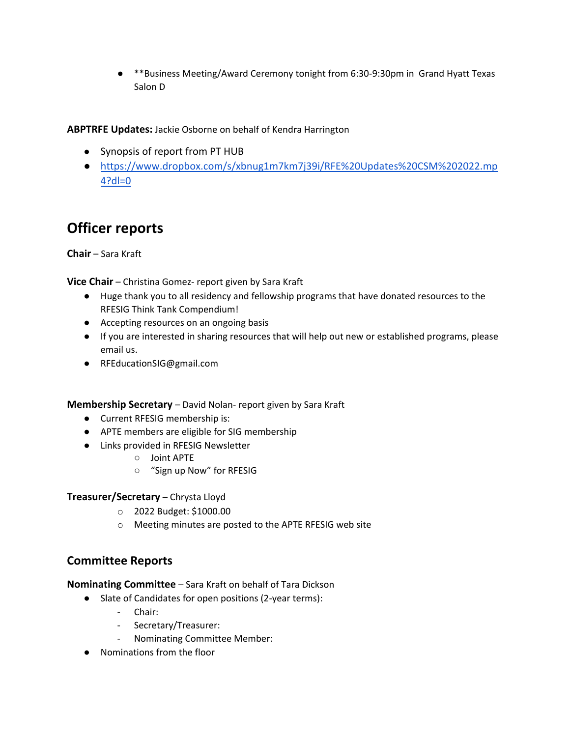- **Business Meeting/Award Ceremony tonight from 6:30-9:30pm in Grand Hyatt Texas Salon D

**ABPTRFE Updates:** Jackie Osborne on behalf of Kendra Harrington

- Synopsis of report from PT HUB
- [https://www.dropbox.com/s/xbnug1m7km7j39i/RFE%20Updates%20CSM%202022.mp4?dl=0](https://www.dropbox.com/s/xbnug1m7km7j39i/RFE%20Updates%20CSM%202022.mp4?dl=0)

# Officer reports

**Chair** – Sara Kraft

**Vice Chair** – Christina Gomez- report given by Sara Kraft

- Huge thank you to all residency and fellowship programs that have donated resources to the RFESIG Think Tank Compendium!
- Accepting resources on an ongoing basis
- If you are interested in sharing resources that will help out new or established programs, please email us.
- RFEducationSIG@gmail.com

**Membership Secretary** – David Nolan- report given by Sara Kraft

- Current RFESIG membership is:
- APTE members are eligible for SIG membership
- Links provided in RFESIG Newsletter
    - Joint APTE
    - "Sign up Now" for RFESIG

**Treasurer/Secretary** – Chrysta Lloyd

- 2022 Budget: $1000.00
- Meeting minutes are posted to the APTE RFESIG web site

## Committee Reports

**Nominating Committee** – Sara Kraft on behalf of Tara Dickson

- Slate of Candidates for open positions (2-year terms):
    - Chair:
    - Secretary/Treasurer:
    - Nominating Committee Member:
- Nominations from the floor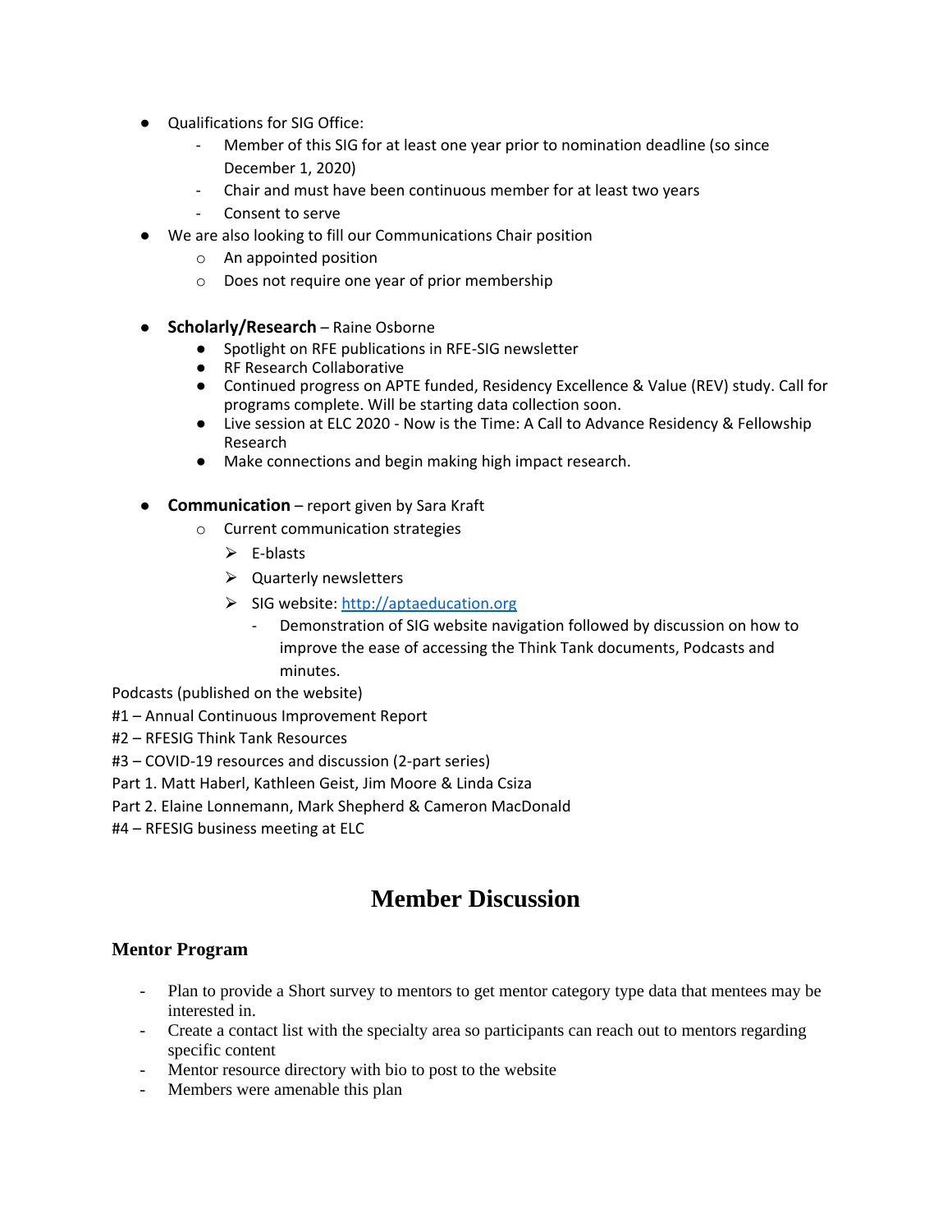- Qualifications for SIG Office:
  - Member of this SIG for at least one year prior to nomination deadline (so since December 1, 2020)
  - Chair and must have been continuous member for at least two years
  - Consent to serve
- We are also looking to fill our Communications Chair position
  - An appointed position
  - Does not require one year of prior membership

- **Scholarly/Research** – Raine Osborne
  - Spotlight on RFE publications in RFE-SIG newsletter
  - RF Research Collaborative
  - Continued progress on APTE funded, Residency Excellence & Value (REV) study. Call for programs complete. Will be starting data collection soon.
  - Live session at ELC 2020 - Now is the Time: A Call to Advance Residency & Fellowship Research
  - Make connections and begin making high impact research.

- **Communication** – report given by Sara Kraft
  - Current communication strategies
    - E-blasts
    - Quarterly newsletters
    - SIG website: [http://aptaeducation.org](http://aptaeducation.org)
      - Demonstration of SIG website navigation followed by discussion on how to improve the ease of accessing the Think Tank documents, Podcasts and minutes.

Podcasts (published on the website)

#1 – Annual Continuous Improvement Report

#2 – RFESIG Think Tank Resources

#3 – COVID-19 resources and discussion (2-part series)

Part 1. Matt Haberl, Kathleen Geist, Jim Moore & Linda Csiza

Part 2. Elaine Lonnemann, Mark Shepherd & Cameron MacDonald

#4 – RFESIG business meeting at ELC

# Member Discussion

## Mentor Program

- Plan to provide a Short survey to mentors to get mentor category type data that mentees may be interested in.
- Create a contact list with the specialty area so participants can reach out to mentors regarding specific content
- Mentor resource directory with bio to post to the website
- Members were amenable this plan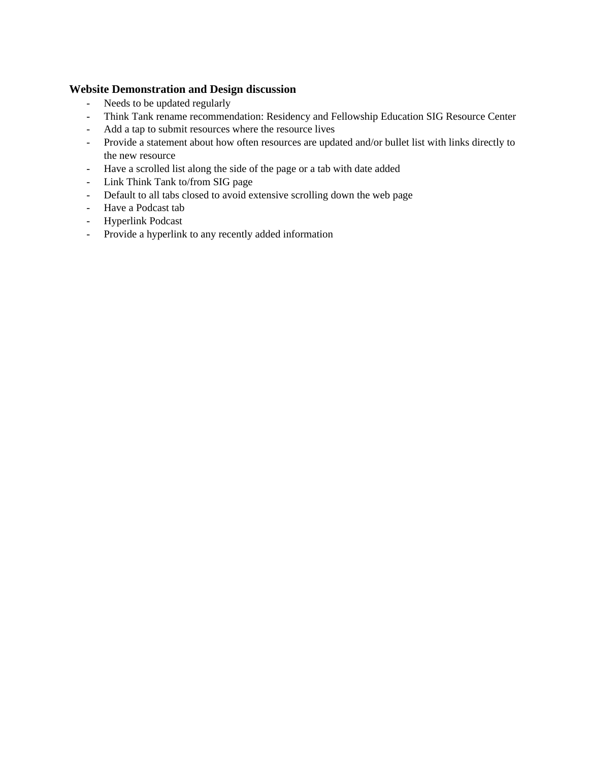**Website Demonstration and Design discussion**

- Needs to be updated regularly
- Think Tank rename recommendation: Residency and Fellowship Education SIG Resource Center
- Add a tap to submit resources where the resource lives
- Provide a statement about how often resources are updated and/or bullet list with links directly to the new resource
- Have a scrolled list along the side of the page or a tab with date added
- Link Think Tank to/from SIG page
- Default to all tabs closed to avoid extensive scrolling down the web page
- Have a Podcast tab
- Hyperlink Podcast
- Provide a hyperlink to any recently added information